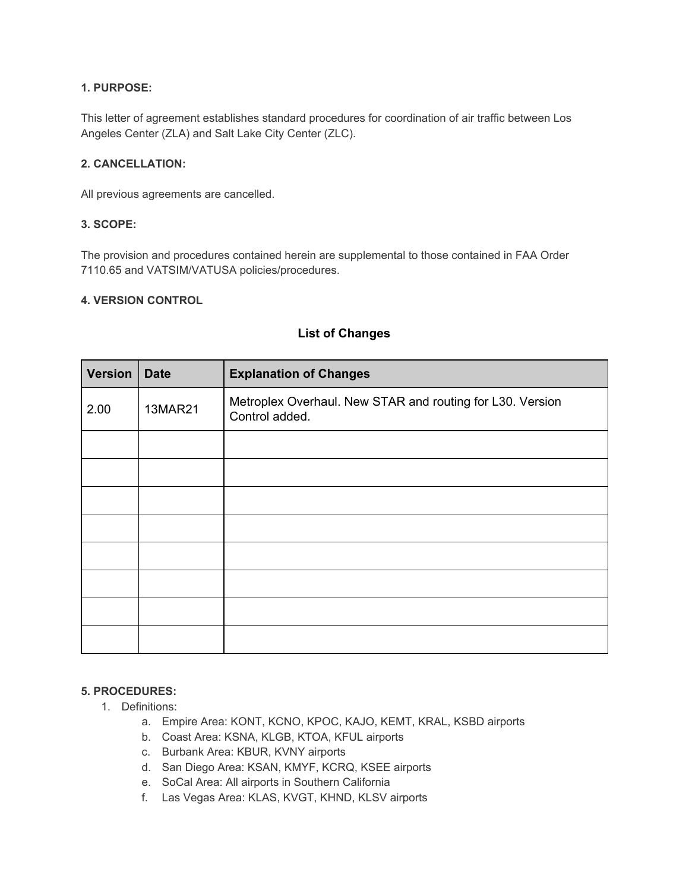**1. PURPOSE:**

This letter of agreement establishes standard procedures for coordination of air traffic between Los Angeles Center (ZLA) and Salt Lake City Center (ZLC).

**2. CANCELLATION:**

All previous agreements are cancelled.

**3. SCOPE:**

The provision and procedures contained herein are supplemental to those contained in FAA Order 7110.65 and VATSIM/VATUSA policies/procedures.

**4. VERSION CONTROL**

**List of Changes**

| Version | Date | Explanation of Changes |
|---|---|---|
| 2.00 | 13MAR21 | Metroplex Overhaul. New STAR and routing for L30. Version Control added. |
| | | |
| | | |
| | | |
| | | |
| | | |
| | | |
| | | |
| | | |

**5. PROCEDURES:**

1. Definitions:
    a. Empire Area: KONT, KCNO, KPOC, KAJO, KEMT, KRAL, KSBD airports
    b. Coast Area: KSNA, KLGB, KTOA, KFUL airports
    c. Burbank Area: KBUR, KVNY airports
    d. San Diego Area: KSAN, KMYF, KCRQ, KSEE airports
    e. SoCal Area: All airports in Southern California
    f. Las Vegas Area: KLAS, KVGT, KHND, KLSV airports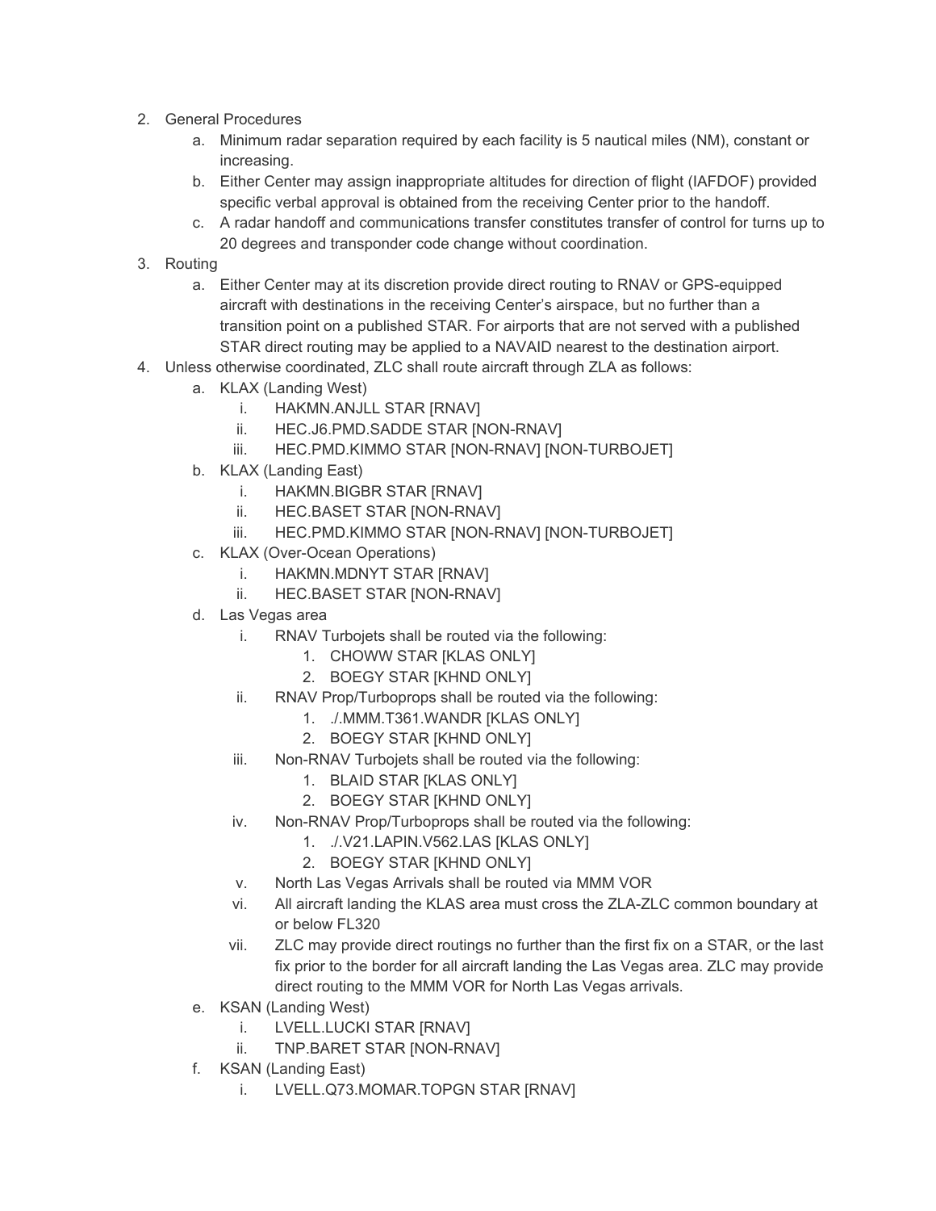2. General Procedures
    a. Minimum radar separation required by each facility is 5 nautical miles (NM), constant or increasing.
    b. Either Center may assign inappropriate altitudes for direction of flight (IAFDOF) provided specific verbal approval is obtained from the receiving Center prior to the handoff.
    c. A radar handoff and communications transfer constitutes transfer of control for turns up to 20 degrees and transponder code change without coordination.
3. Routing
    a. Either Center may at its discretion provide direct routing to RNAV or GPS-equipped aircraft with destinations in the receiving Center's airspace, but no further than a transition point on a published STAR. For airports that are not served with a published STAR direct routing may be applied to a NAVAID nearest to the destination airport.
4. Unless otherwise coordinated, ZLC shall route aircraft through ZLA as follows:
    a. KLAX (Landing West)
        i. HAKMN.ANJLL STAR [RNAV]
        ii. HEC.J6.PMD.SADDE STAR [NON-RNAV]
        iii. HEC.PMD.KIMMO STAR [NON-RNAV] [NON-TURBOJET]
    b. KLAX (Landing East)
        i. HAKMN.BIGBR STAR [RNAV]
        ii. HEC.BASET STAR [NON-RNAV]
        iii. HEC.PMD.KIMMO STAR [NON-RNAV] [NON-TURBOJET]
    c. KLAX (Over-Ocean Operations)
        i. HAKMN.MDNYT STAR [RNAV]
        ii. HEC.BASET STAR [NON-RNAV]
    d. Las Vegas area
        i. RNAV Turbojets shall be routed via the following:
            1. CHOWW STAR [KLAS ONLY]
            2. BOEGY STAR [KHND ONLY]
        ii. RNAV Prop/Turboprops shall be routed via the following:
            1. ./.MMM.T361.WANDR [KLAS ONLY]
            2. BOEGY STAR [KHND ONLY]
        iii. Non-RNAV Turbojets shall be routed via the following:
            1. BLAID STAR [KLAS ONLY]
            2. BOEGY STAR [KHND ONLY]
        iv. Non-RNAV Prop/Turboprops shall be routed via the following:
            1. ./.V21.LAPIN.V562.LAS [KLAS ONLY]
            2. BOEGY STAR [KHND ONLY]
        v. North Las Vegas Arrivals shall be routed via MMM VOR
        vi. All aircraft landing the KLAS area must cross the ZLA-ZLC common boundary at or below FL320
        vii. ZLC may provide direct routings no further than the first fix on a STAR, or the last fix prior to the border for all aircraft landing the Las Vegas area. ZLC may provide direct routing to the MMM VOR for North Las Vegas arrivals.
    e. KSAN (Landing West)
        i. LVELL.LUCKI STAR [RNAV]
        ii. TNP.BARET STAR [NON-RNAV]
    f. KSAN (Landing East)
        i. LVELL.Q73.MOMAR.TOPGN STAR [RNAV]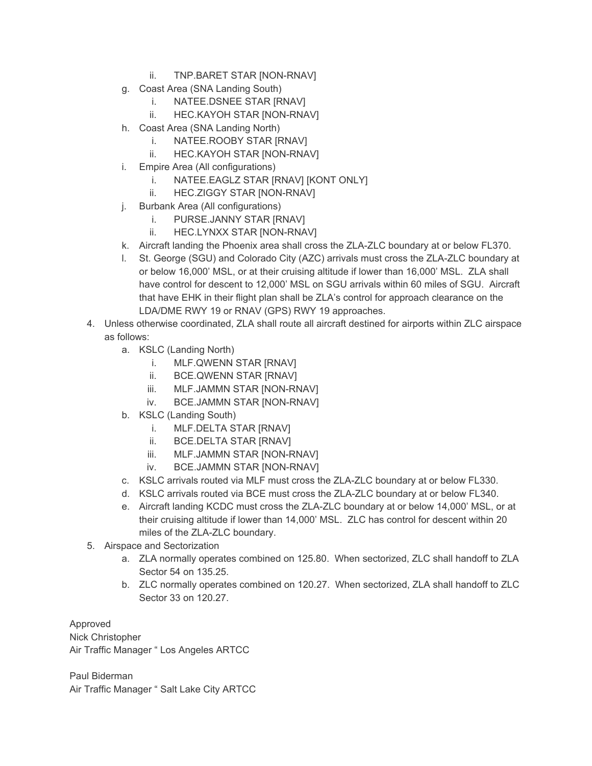ii. TNP.BARET STAR [NON-RNAV]

    g. Coast Area (SNA Landing South)
        i. NATEE.DSNEE STAR [RNAV]
        ii. HEC.KAYOH STAR [NON-RNAV]
    h. Coast Area (SNA Landing North)
        i. NATEE.ROOBY STAR [RNAV]
        ii. HEC.KAYOH STAR [NON-RNAV]
    i. Empire Area (All configurations)
        i. NATEE.EAGLZ STAR [RNAV] [KONT ONLY]
        ii. HEC.ZIGGY STAR [NON-RNAV]
    j. Burbank Area (All configurations)
        i. PURSE.JANNY STAR [RNAV]
        ii. HEC.LYNXX STAR [NON-RNAV]
    k. Aircraft landing the Phoenix area shall cross the ZLA-ZLC boundary at or below FL370.
    l. St. George (SGU) and Colorado City (AZC) arrivals must cross the ZLA-ZLC boundary at or below 16,000' MSL, or at their cruising altitude if lower than 16,000' MSL. ZLA shall have control for descent to 12,000' MSL on SGU arrivals within 60 miles of SGU. Aircraft that have EHK in their flight plan shall be ZLA's control for approach clearance on the LDA/DME RWY 19 or RNAV (GPS) RWY 19 approaches.

4. Unless otherwise coordinated, ZLA shall route all aircraft destined for airports within ZLC airspace as follows:
    a. KSLC (Landing North)
        i. MLF.QWENN STAR [RNAV]
        ii. BCE.QWENN STAR [RNAV]
        iii. MLF.JAMMN STAR [NON-RNAV]
        iv. BCE.JAMMN STAR [NON-RNAV]
    b. KSLC (Landing South)
        i. MLF.DELTA STAR [RNAV]
        ii. BCE.DELTA STAR [RNAV]
        iii. MLF.JAMMN STAR [NON-RNAV]
        iv. BCE.JAMMN STAR [NON-RNAV]
    c. KSLC arrivals routed via MLF must cross the ZLA-ZLC boundary at or below FL330.
    d. KSLC arrivals routed via BCE must cross the ZLA-ZLC boundary at or below FL340.
    e. Aircraft landing KCDC must cross the ZLA-ZLC boundary at or below 14,000' MSL, or at their cruising altitude if lower than 14,000' MSL. ZLC has control for descent within 20 miles of the ZLA-ZLC boundary.

5. Airspace and Sectorization
    a. ZLA normally operates combined on 125.80. When sectorized, ZLC shall handoff to ZLA Sector 54 on 135.25.
    b. ZLC normally operates combined on 120.27. When sectorized, ZLA shall handoff to ZLC Sector 33 on 120.27.

Approved
Nick Christopher
Air Traffic Manager " Los Angeles ARTCC

Paul Biderman
Air Traffic Manager " Salt Lake City ARTCC